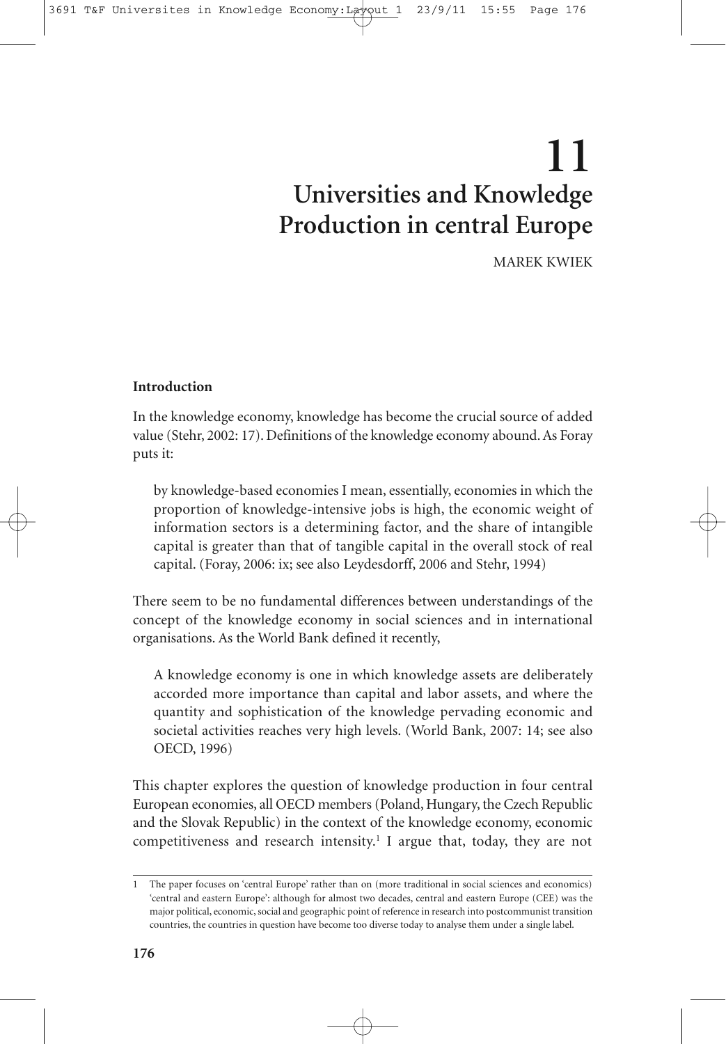# 11 Universities and Knowledge Production in central Europe

MAREK KWIEK

## Introduction

In the knowledge economy, knowledge has become the crucial source of added value (Stehr, 2002: 17). Definitions of the knowledge economy abound. As Foray puts it:

> by knowledge-based economies I mean, essentially, economies in which the proportion of knowledge-intensive jobs is high, the economic weight of information sectors is a determining factor, and the share of intangible capital is greater than that of tangible capital in the overall stock of real capital. (Foray, 2006: ix; see also Leydesdorff, 2006 and Stehr, 1994)

There seem to be no fundamental differences between understandings of the concept of the knowledge economy in social sciences and in international organisations. As the World Bank defined it recently,

> A knowledge economy is one in which knowledge assets are deliberately accorded more importance than capital and labor assets, and where the quantity and sophistication of the knowledge pervading economic and societal activities reaches very high levels. (World Bank, 2007: 14; see also OECD, 1996)

This chapter explores the question of knowledge production in four central European economies, all OECD members (Poland, Hungary, the Czech Republic and the Slovak Republic) in the context of the knowledge economy, economic competitiveness and research intensity.[1] I argue that, today, they are not

---

[1] The paper focuses on 'central Europe' rather than on (more traditional in social sciences and economics) 'central and eastern Europe': although for almost two decades, central and eastern Europe (CEE) was the major political, economic, social and geographic point of reference in research into postcommunist transition countries, the countries in question have become too diverse today to analyse them under a single label.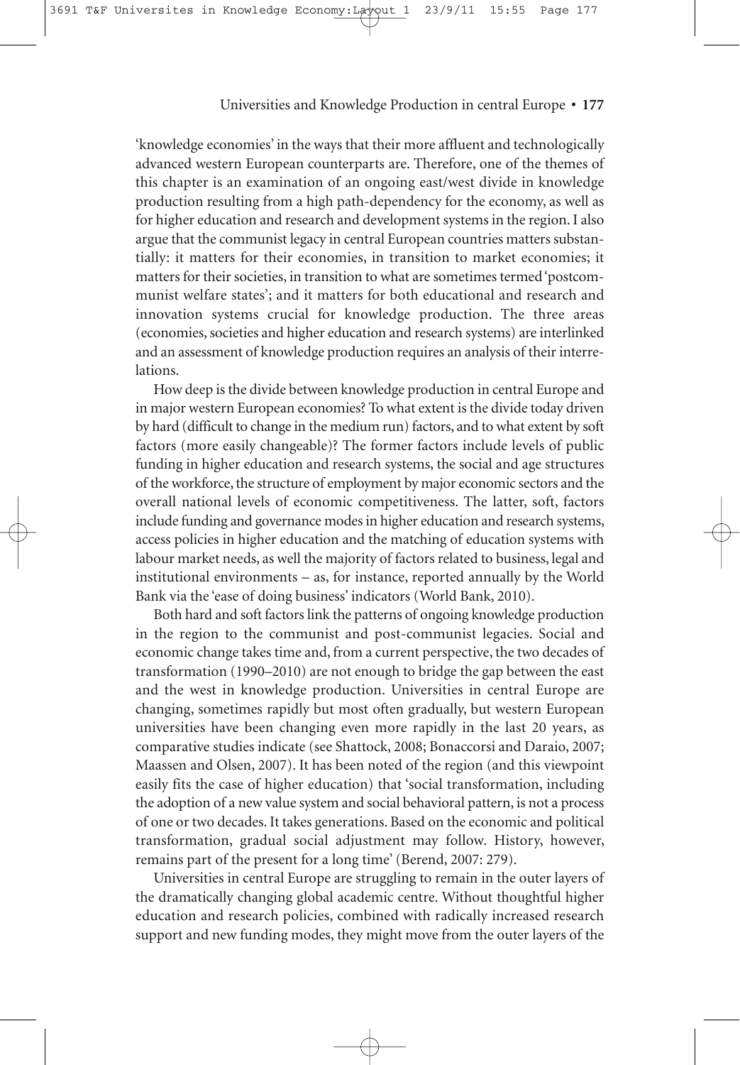'knowledge economies' in the ways that their more affluent and technologically advanced western European counterparts are. Therefore, one of the themes of this chapter is an examination of an ongoing east/west divide in knowledge production resulting from a high path-dependency for the economy, as well as for higher education and research and development systems in the region. I also argue that the communist legacy in central European countries matters substantially: it matters for their economies, in transition to market economies; it matters for their societies, in transition to what are sometimes termed 'postcommunist welfare states'; and it matters for both educational and research and innovation systems crucial for knowledge production. The three areas (economies, societies and higher education and research systems) are interlinked and an assessment of knowledge production requires an analysis of their interrelations.

How deep is the divide between knowledge production in central Europe and in major western European economies? To what extent is the divide today driven by hard (difficult to change in the medium run) factors, and to what extent by soft factors (more easily changeable)? The former factors include levels of public funding in higher education and research systems, the social and age structures of the workforce, the structure of employment by major economic sectors and the overall national levels of economic competitiveness. The latter, soft, factors include funding and governance modes in higher education and research systems, access policies in higher education and the matching of education systems with labour market needs, as well the majority of factors related to business, legal and institutional environments – as, for instance, reported annually by the World Bank via the 'ease of doing business' indicators (World Bank, 2010).

Both hard and soft factors link the patterns of ongoing knowledge production in the region to the communist and post-communist legacies. Social and economic change takes time and, from a current perspective, the two decades of transformation (1990–2010) are not enough to bridge the gap between the east and the west in knowledge production. Universities in central Europe are changing, sometimes rapidly but most often gradually, but western European universities have been changing even more rapidly in the last 20 years, as comparative studies indicate (see Shattock, 2008; Bonaccorsi and Daraio, 2007; Maassen and Olsen, 2007). It has been noted of the region (and this viewpoint easily fits the case of higher education) that 'social transformation, including the adoption of a new value system and social behavioral pattern, is not a process of one or two decades. It takes generations. Based on the economic and political transformation, gradual social adjustment may follow. History, however, remains part of the present for a long time' (Berend, 2007: 279).

Universities in central Europe are struggling to remain in the outer layers of the dramatically changing global academic centre. Without thoughtful higher education and research policies, combined with radically increased research support and new funding modes, they might move from the outer layers of the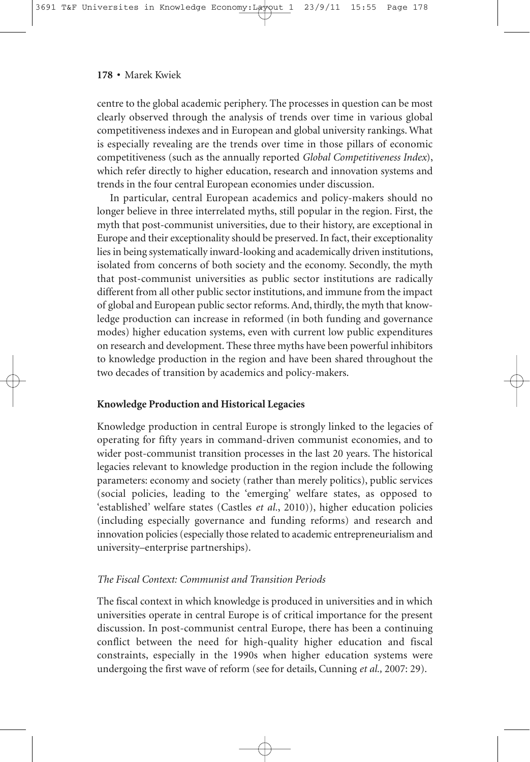centre to the global academic periphery. The processes in question can be most clearly observed through the analysis of trends over time in various global competitiveness indexes and in European and global university rankings. What is especially revealing are the trends over time in those pillars of economic competitiveness (such as the annually reported *Global Competitiveness Index*), which refer directly to higher education, research and innovation systems and trends in the four central European economies under discussion.

In particular, central European academics and policy-makers should no longer believe in three interrelated myths, still popular in the region. First, the myth that post-communist universities, due to their history, are exceptional in Europe and their exceptionality should be preserved. In fact, their exceptionality lies in being systematically inward-looking and academically driven institutions, isolated from concerns of both society and the economy. Secondly, the myth that post-communist universities as public sector institutions are radically different from all other public sector institutions, and immune from the impact of global and European public sector reforms. And, thirdly, the myth that knowledge production can increase in reformed (in both funding and governance modes) higher education systems, even with current low public expenditures on research and development. These three myths have been powerful inhibitors to knowledge production in the region and have been shared throughout the two decades of transition by academics and policy-makers.

## Knowledge Production and Historical Legacies

Knowledge production in central Europe is strongly linked to the legacies of operating for fifty years in command-driven communist economies, and to wider post-communist transition processes in the last 20 years. The historical legacies relevant to knowledge production in the region include the following parameters: economy and society (rather than merely politics), public services (social policies, leading to the 'emerging' welfare states, as opposed to 'established' welfare states (Castles *et al*., 2010)), higher education policies (including especially governance and funding reforms) and research and innovation policies (especially those related to academic entrepreneurialism and university–enterprise partnerships).

### *The Fiscal Context: Communist and Transition Periods*

The fiscal context in which knowledge is produced in universities and in which universities operate in central Europe is of critical importance for the present discussion. In post-communist central Europe, there has been a continuing conflict between the need for high-quality higher education and fiscal constraints, especially in the 1990s when higher education systems were undergoing the first wave of reform (see for details, Cunning *et al.,* 2007: 29).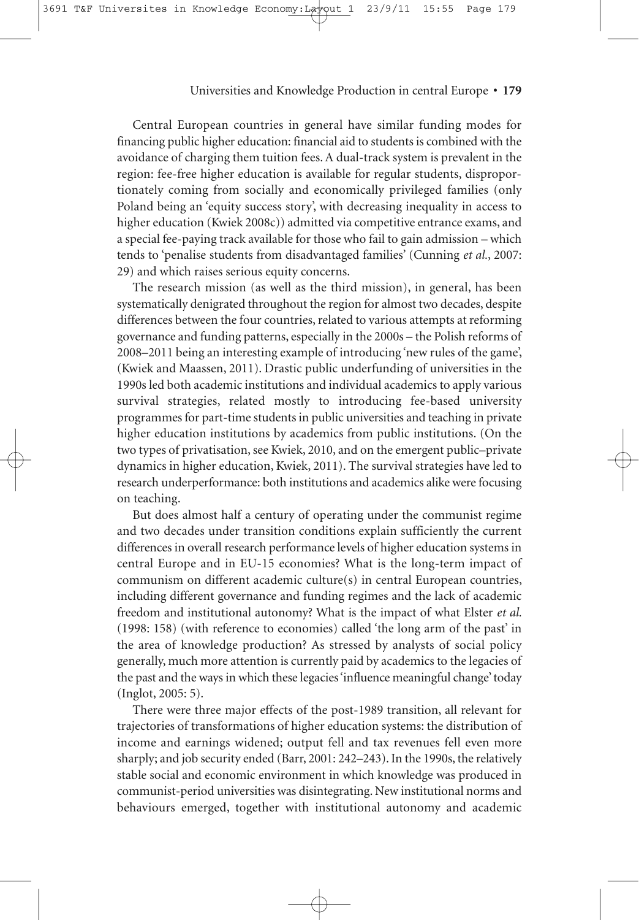Central European countries in general have similar funding modes for financing public higher education: financial aid to students is combined with the avoidance of charging them tuition fees. A dual-track system is prevalent in the region: fee-free higher education is available for regular students, disproportionately coming from socially and economically privileged families (only Poland being an 'equity success story', with decreasing inequality in access to higher education (Kwiek 2008c)) admitted via competitive entrance exams, and a special fee-paying track available for those who fail to gain admission – which tends to 'penalise students from disadvantaged families' (Cunning *et al.*, 2007: 29) and which raises serious equity concerns.

The research mission (as well as the third mission), in general, has been systematically denigrated throughout the region for almost two decades, despite differences between the four countries, related to various attempts at reforming governance and funding patterns, especially in the 2000s – the Polish reforms of 2008–2011 being an interesting example of introducing 'new rules of the game', (Kwiek and Maassen, 2011). Drastic public underfunding of universities in the 1990s led both academic institutions and individual academics to apply various survival strategies, related mostly to introducing fee-based university programmes for part-time students in public universities and teaching in private higher education institutions by academics from public institutions. (On the two types of privatisation, see Kwiek, 2010, and on the emergent public–private dynamics in higher education, Kwiek, 2011). The survival strategies have led to research underperformance: both institutions and academics alike were focusing on teaching.

But does almost half a century of operating under the communist regime and two decades under transition conditions explain sufficiently the current differences in overall research performance levels of higher education systems in central Europe and in EU-15 economies? What is the long-term impact of communism on different academic culture(s) in central European countries, including different governance and funding regimes and the lack of academic freedom and institutional autonomy? What is the impact of what Elster *et al.* (1998: 158) (with reference to economies) called 'the long arm of the past' in the area of knowledge production? As stressed by analysts of social policy generally, much more attention is currently paid by academics to the legacies of the past and the ways in which these legacies 'influence meaningful change' today (Inglot, 2005: 5).

There were three major effects of the post-1989 transition, all relevant for trajectories of transformations of higher education systems: the distribution of income and earnings widened; output fell and tax revenues fell even more sharply; and job security ended (Barr, 2001: 242–243). In the 1990s, the relatively stable social and economic environment in which knowledge was produced in communist-period universities was disintegrating. New institutional norms and behaviours emerged, together with institutional autonomy and academic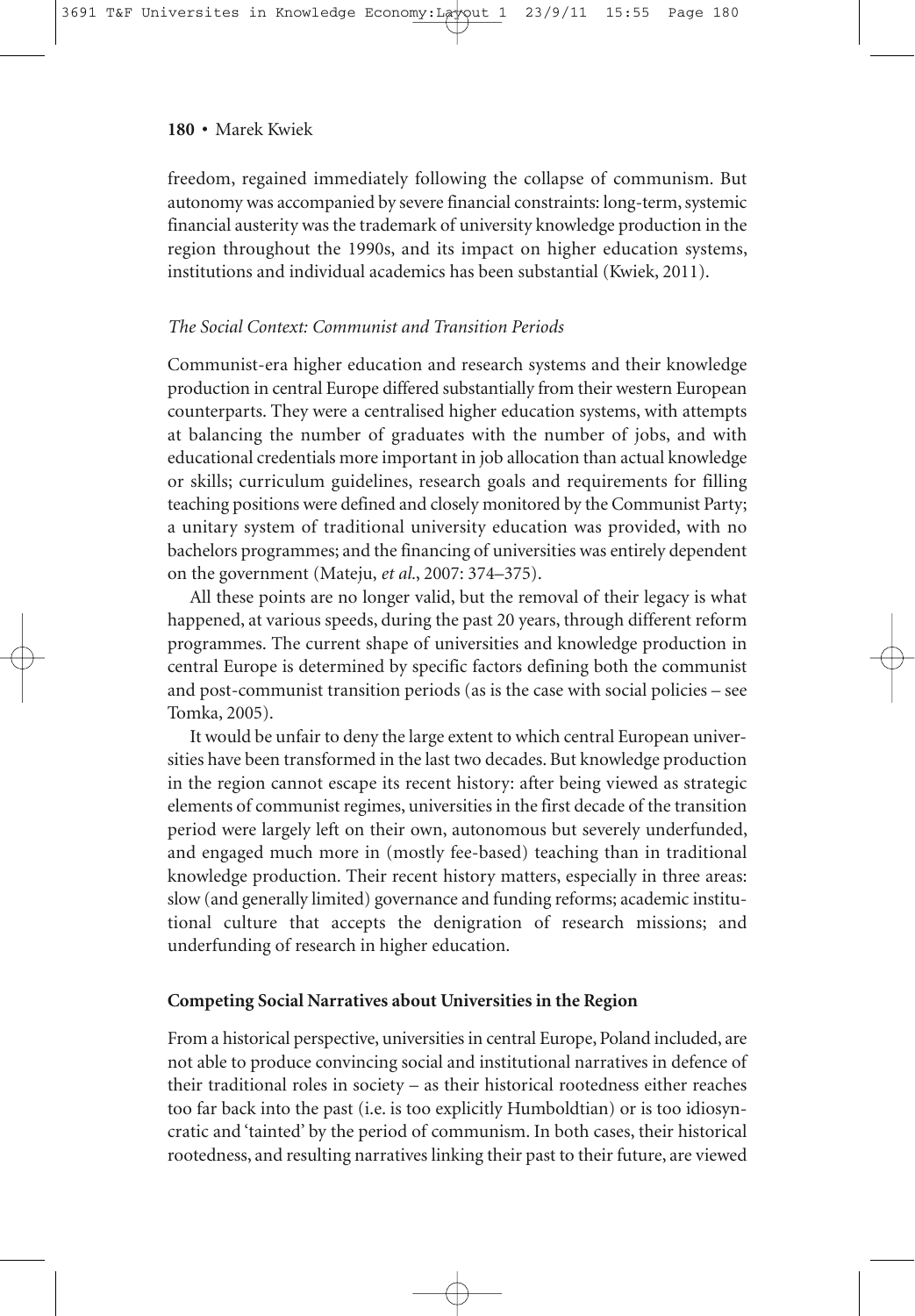freedom, regained immediately following the collapse of communism. But autonomy was accompanied by severe financial constraints: long-term, systemic financial austerity was the trademark of university knowledge production in the region throughout the 1990s, and its impact on higher education systems, institutions and individual academics has been substantial (Kwiek, 2011).

### *The Social Context: Communist and Transition Periods*

Communist-era higher education and research systems and their knowledge production in central Europe differed substantially from their western European counterparts. They were a centralised higher education systems, with attempts at balancing the number of graduates with the number of jobs, and with educational credentials more important in job allocation than actual knowledge or skills; curriculum guidelines, research goals and requirements for filling teaching positions were defined and closely monitored by the Communist Party; a unitary system of traditional university education was provided, with no bachelors programmes; and the financing of universities was entirely dependent on the government (Mateju, *et al.*, 2007: 374–375).

All these points are no longer valid, but the removal of their legacy is what happened, at various speeds, during the past 20 years, through different reform programmes. The current shape of universities and knowledge production in central Europe is determined by specific factors defining both the communist and post-communist transition periods (as is the case with social policies – see Tomka, 2005).

It would be unfair to deny the large extent to which central European universities have been transformed in the last two decades. But knowledge production in the region cannot escape its recent history: after being viewed as strategic elements of communist regimes, universities in the first decade of the transition period were largely left on their own, autonomous but severely underfunded, and engaged much more in (mostly fee-based) teaching than in traditional knowledge production. Their recent history matters, especially in three areas: slow (and generally limited) governance and funding reforms; academic institutional culture that accepts the denigration of research missions; and underfunding of research in higher education.

## Competing Social Narratives about Universities in the Region

From a historical perspective, universities in central Europe, Poland included, are not able to produce convincing social and institutional narratives in defence of their traditional roles in society – as their historical rootedness either reaches too far back into the past (i.e. is too explicitly Humboldtian) or is too idiosyncratic and 'tainted' by the period of communism. In both cases, their historical rootedness, and resulting narratives linking their past to their future, are viewed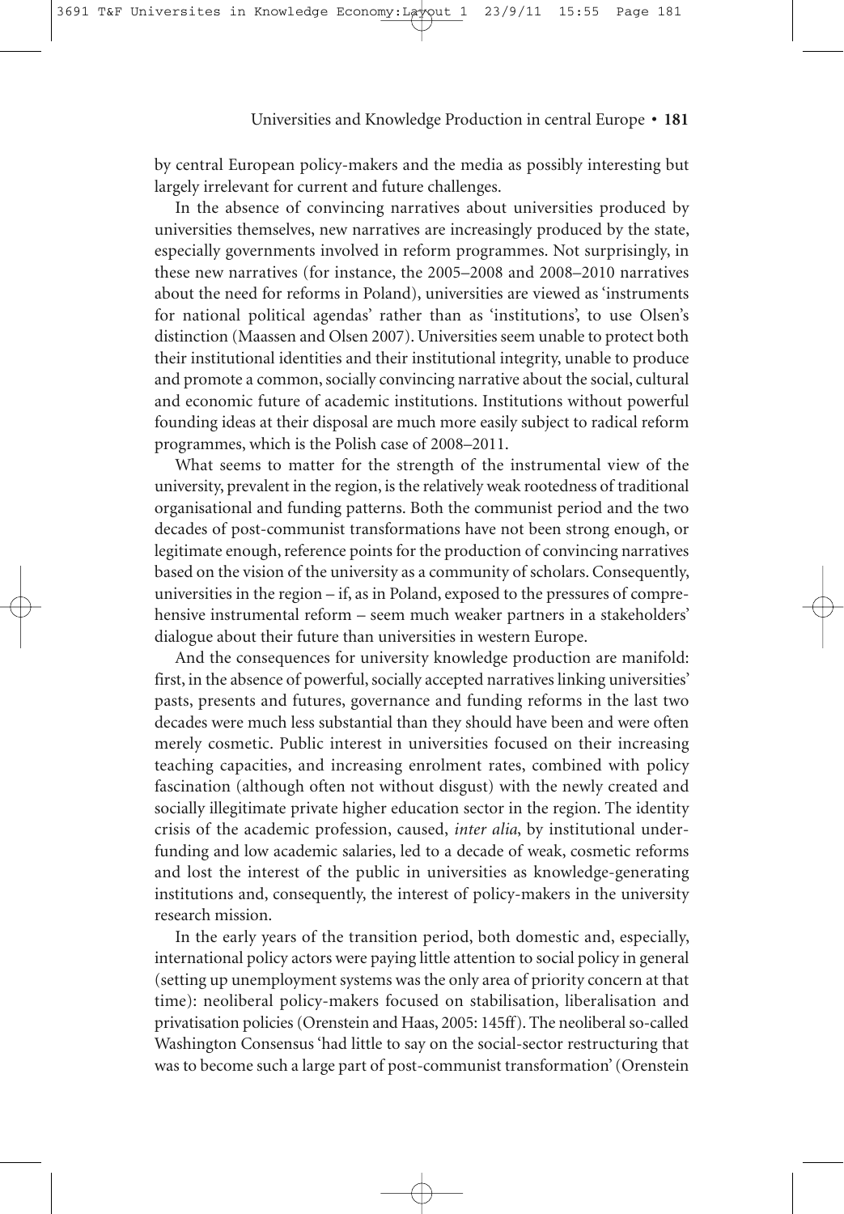by central European policy-makers and the media as possibly interesting but largely irrelevant for current and future challenges.

In the absence of convincing narratives about universities produced by universities themselves, new narratives are increasingly produced by the state, especially governments involved in reform programmes. Not surprisingly, in these new narratives (for instance, the 2005–2008 and 2008–2010 narratives about the need for reforms in Poland), universities are viewed as 'instruments for national political agendas' rather than as 'institutions', to use Olsen's distinction (Maassen and Olsen 2007). Universities seem unable to protect both their institutional identities and their institutional integrity, unable to produce and promote a common, socially convincing narrative about the social, cultural and economic future of academic institutions. Institutions without powerful founding ideas at their disposal are much more easily subject to radical reform programmes, which is the Polish case of 2008–2011.

What seems to matter for the strength of the instrumental view of the university, prevalent in the region, is the relatively weak rootedness of traditional organisational and funding patterns. Both the communist period and the two decades of post-communist transformations have not been strong enough, or legitimate enough, reference points for the production of convincing narratives based on the vision of the university as a community of scholars. Consequently, universities in the region – if, as in Poland, exposed to the pressures of comprehensive instrumental reform – seem much weaker partners in a stakeholders' dialogue about their future than universities in western Europe.

And the consequences for university knowledge production are manifold: first, in the absence of powerful, socially accepted narratives linking universities' pasts, presents and futures, governance and funding reforms in the last two decades were much less substantial than they should have been and were often merely cosmetic. Public interest in universities focused on their increasing teaching capacities, and increasing enrolment rates, combined with policy fascination (although often not without disgust) with the newly created and socially illegitimate private higher education sector in the region. The identity crisis of the academic profession, caused, *inter alia*, by institutional underfunding and low academic salaries, led to a decade of weak, cosmetic reforms and lost the interest of the public in universities as knowledge-generating institutions and, consequently, the interest of policy-makers in the university research mission.

In the early years of the transition period, both domestic and, especially, international policy actors were paying little attention to social policy in general (setting up unemployment systems was the only area of priority concern at that time): neoliberal policy-makers focused on stabilisation, liberalisation and privatisation policies (Orenstein and Haas, 2005: 145ff). The neoliberal so-called Washington Consensus 'had little to say on the social-sector restructuring that was to become such a large part of post-communist transformation' (Orenstein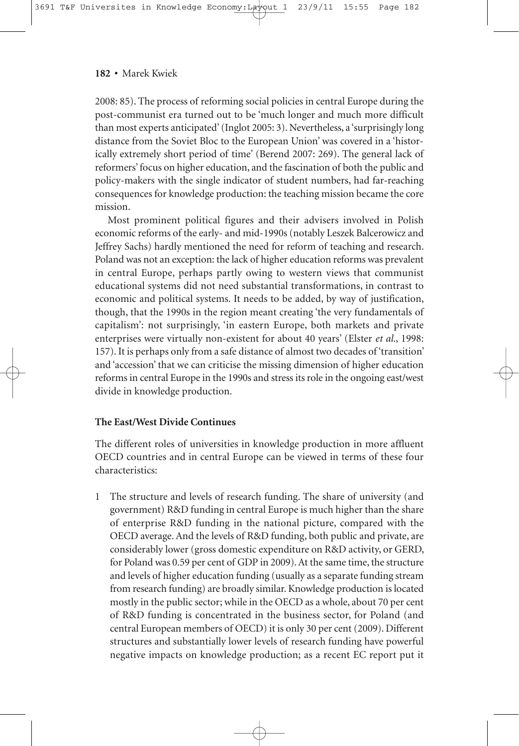2008: 85). The process of reforming social policies in central Europe during the post-communist era turned out to be 'much longer and much more difficult than most experts anticipated' (Inglot 2005: 3). Nevertheless, a 'surprisingly long distance from the Soviet Bloc to the European Union' was covered in a 'historically extremely short period of time' (Berend 2007: 269). The general lack of reformers' focus on higher education, and the fascination of both the public and policy-makers with the single indicator of student numbers, had far-reaching consequences for knowledge production: the teaching mission became the core mission.

Most prominent political figures and their advisers involved in Polish economic reforms of the early- and mid-1990s (notably Leszek Balcerowicz and Jeffrey Sachs) hardly mentioned the need for reform of teaching and research. Poland was not an exception: the lack of higher education reforms was prevalent in central Europe, perhaps partly owing to western views that communist educational systems did not need substantial transformations, in contrast to economic and political systems. It needs to be added, by way of justification, though, that the 1990s in the region meant creating 'the very fundamentals of capitalism': not surprisingly, 'in eastern Europe, both markets and private enterprises were virtually non-existent for about 40 years' (Elster *et al.*, 1998: 157). It is perhaps only from a safe distance of almost two decades of 'transition' and 'accession' that we can criticise the missing dimension of higher education reforms in central Europe in the 1990s and stress its role in the ongoing east/west divide in knowledge production.

## The East/West Divide Continues

The different roles of universities in knowledge production in more affluent OECD countries and in central Europe can be viewed in terms of these four characteristics:

1 The structure and levels of research funding. The share of university (and government) R&D funding in central Europe is much higher than the share of enterprise R&D funding in the national picture, compared with the OECD average. And the levels of R&D funding, both public and private, are considerably lower (gross domestic expenditure on R&D activity, or GERD, for Poland was 0.59 per cent of GDP in 2009). At the same time, the structure and levels of higher education funding (usually as a separate funding stream from research funding) are broadly similar. Knowledge production is located mostly in the public sector; while in the OECD as a whole, about 70 per cent of R&D funding is concentrated in the business sector, for Poland (and central European members of OECD) it is only 30 per cent (2009). Different structures and substantially lower levels of research funding have powerful negative impacts on knowledge production; as a recent EC report put it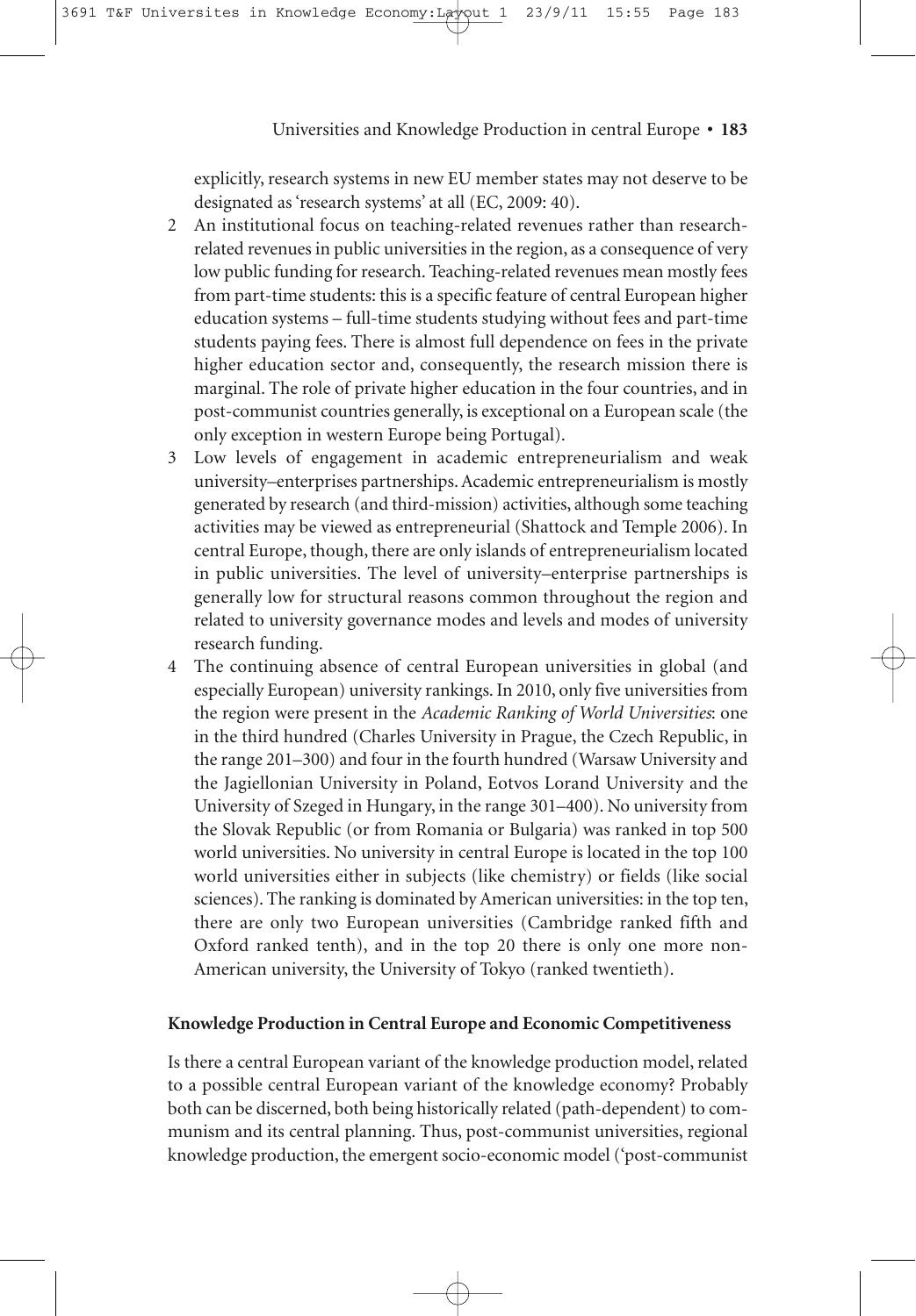explicitly, research systems in new EU member states may not deserve to be designated as 'research systems' at all (EC, 2009: 40).

2. An institutional focus on teaching-related revenues rather than research-related revenues in public universities in the region, as a consequence of very low public funding for research. Teaching-related revenues mean mostly fees from part-time students: this is a specific feature of central European higher education systems – full-time students studying without fees and part-time students paying fees. There is almost full dependence on fees in the private higher education sector and, consequently, the research mission there is marginal. The role of private higher education in the four countries, and in post-communist countries generally, is exceptional on a European scale (the only exception in western Europe being Portugal).
3. Low levels of engagement in academic entrepreneurialism and weak university–enterprises partnerships. Academic entrepreneurialism is mostly generated by research (and third-mission) activities, although some teaching activities may be viewed as entrepreneurial (Shattock and Temple 2006). In central Europe, though, there are only islands of entrepreneurialism located in public universities. The level of university–enterprise partnerships is generally low for structural reasons common throughout the region and related to university governance modes and levels and modes of university research funding.
4. The continuing absence of central European universities in global (and especially European) university rankings. In 2010, only five universities from the region were present in the *Academic Ranking of World Universities*: one in the third hundred (Charles University in Prague, the Czech Republic, in the range 201–300) and four in the fourth hundred (Warsaw University and the Jagiellonian University in Poland, Eotvos Lorand University and the University of Szeged in Hungary, in the range 301–400). No university from the Slovak Republic (or from Romania or Bulgaria) was ranked in top 500 world universities. No university in central Europe is located in the top 100 world universities either in subjects (like chemistry) or fields (like social sciences). The ranking is dominated by American universities: in the top ten, there are only two European universities (Cambridge ranked fifth and Oxford ranked tenth), and in the top 20 there is only one more non-American university, the University of Tokyo (ranked twentieth).

## Knowledge Production in Central Europe and Economic Competitiveness

Is there a central European variant of the knowledge production model, related to a possible central European variant of the knowledge economy? Probably both can be discerned, both being historically related (path-dependent) to communism and its central planning. Thus, post-communist universities, regional knowledge production, the emergent socio-economic model ('post-communist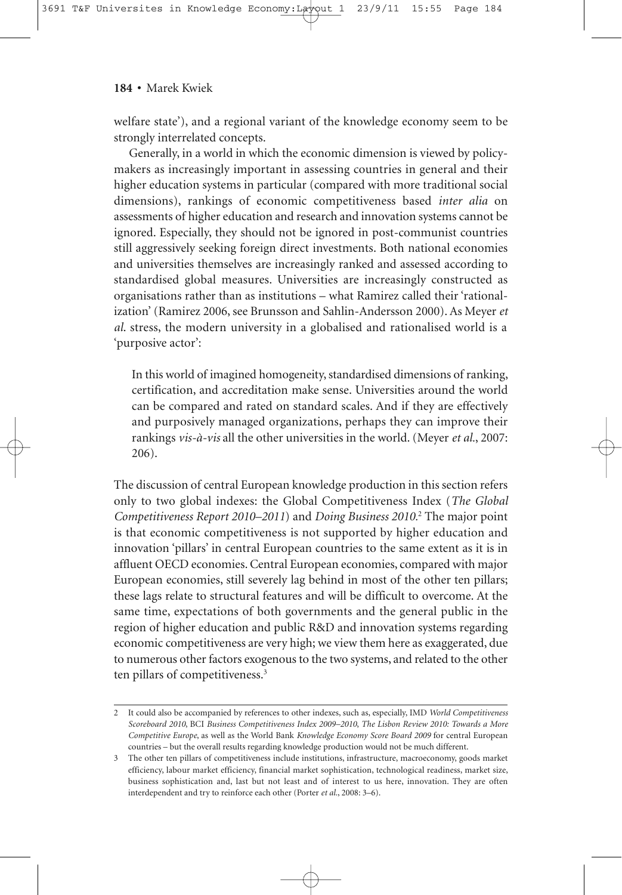welfare state'), and a regional variant of the knowledge economy seem to be strongly interrelated concepts.

Generally, in a world in which the economic dimension is viewed by policy-makers as increasingly important in assessing countries in general and their higher education systems in particular (compared with more traditional social dimensions), rankings of economic competitiveness based *inter alia* on assessments of higher education and research and innovation systems cannot be ignored. Especially, they should not be ignored in post-communist countries still aggressively seeking foreign direct investments. Both national economies and universities themselves are increasingly ranked and assessed according to standardised global measures. Universities are increasingly constructed as organisations rather than as institutions – what Ramirez called their 'rationalization' (Ramirez 2006, see Brunsson and Sahlin-Andersson 2000). As Meyer *et al*. stress, the modern university in a globalised and rationalised world is a 'purposive actor':

> In this world of imagined homogeneity, standardised dimensions of ranking, certification, and accreditation make sense. Universities around the world can be compared and rated on standard scales. And if they are effectively and purposively managed organizations, perhaps they can improve their rankings *vis-à-vis* all the other universities in the world. (Meyer *et al*., 2007: 206).

The discussion of central European knowledge production in this section refers only to two global indexes: the Global Competitiveness Index (*The Global Competitiveness Report 2010–2011*) and *Doing Business 2010*.[2] The major point is that economic competitiveness is not supported by higher education and innovation 'pillars' in central European countries to the same extent as it is in affluent OECD economies. Central European economies, compared with major European economies, still severely lag behind in most of the other ten pillars; these lags relate to structural features and will be difficult to overcome. At the same time, expectations of both governments and the general public in the region of higher education and public R&D and innovation systems regarding economic competitiveness are very high; we view them here as exaggerated, due to numerous other factors exogenous to the two systems, and related to the other ten pillars of competitiveness.[3]

---

2 It could also be accompanied by references to other indexes, such as, especially, IMD *World Competitiveness Scoreboard 2010*, BCI *Business Competitiveness Index 2009–2010*, *The Lisbon Review 2010: Towards a More Competitive Europe*, as well as the World Bank *Knowledge Economy Score Board 2009* for central European countries – but the overall results regarding knowledge production would not be much different.

3 The other ten pillars of competitiveness include institutions, infrastructure, macroeconomy, goods market efficiency, labour market efficiency, financial market sophistication, technological readiness, market size, business sophistication and, last but not least and of interest to us here, innovation. They are often interdependent and try to reinforce each other (Porter *et al*., 2008: 3–6).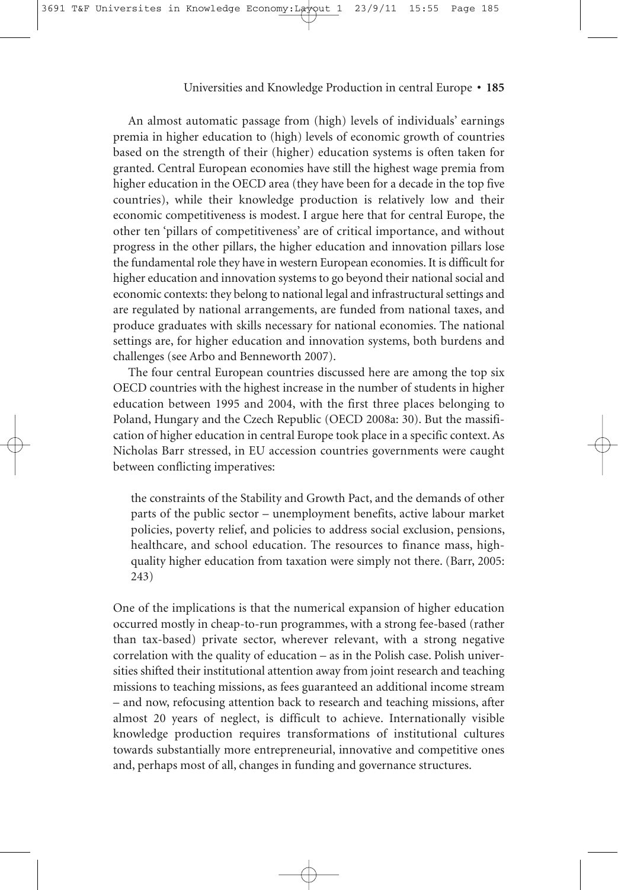An almost automatic passage from (high) levels of individuals' earnings premia in higher education to (high) levels of economic growth of countries based on the strength of their (higher) education systems is often taken for granted. Central European economies have still the highest wage premia from higher education in the OECD area (they have been for a decade in the top five countries), while their knowledge production is relatively low and their economic competitiveness is modest. I argue here that for central Europe, the other ten 'pillars of competitiveness' are of critical importance, and without progress in the other pillars, the higher education and innovation pillars lose the fundamental role they have in western European economies. It is difficult for higher education and innovation systems to go beyond their national social and economic contexts: they belong to national legal and infrastructural settings and are regulated by national arrangements, are funded from national taxes, and produce graduates with skills necessary for national economies. The national settings are, for higher education and innovation systems, both burdens and challenges (see Arbo and Benneworth 2007).

The four central European countries discussed here are among the top six OECD countries with the highest increase in the number of students in higher education between 1995 and 2004, with the first three places belonging to Poland, Hungary and the Czech Republic (OECD 2008a: 30). But the massification of higher education in central Europe took place in a specific context. As Nicholas Barr stressed, in EU accession countries governments were caught between conflicting imperatives:

> the constraints of the Stability and Growth Pact, and the demands of other parts of the public sector – unemployment benefits, active labour market policies, poverty relief, and policies to address social exclusion, pensions, healthcare, and school education. The resources to finance mass, high-quality higher education from taxation were simply not there. (Barr, 2005: 243)

One of the implications is that the numerical expansion of higher education occurred mostly in cheap-to-run programmes, with a strong fee-based (rather than tax-based) private sector, wherever relevant, with a strong negative correlation with the quality of education – as in the Polish case. Polish universities shifted their institutional attention away from joint research and teaching missions to teaching missions, as fees guaranteed an additional income stream – and now, refocusing attention back to research and teaching missions, after almost 20 years of neglect, is difficult to achieve. Internationally visible knowledge production requires transformations of institutional cultures towards substantially more entrepreneurial, innovative and competitive ones and, perhaps most of all, changes in funding and governance structures.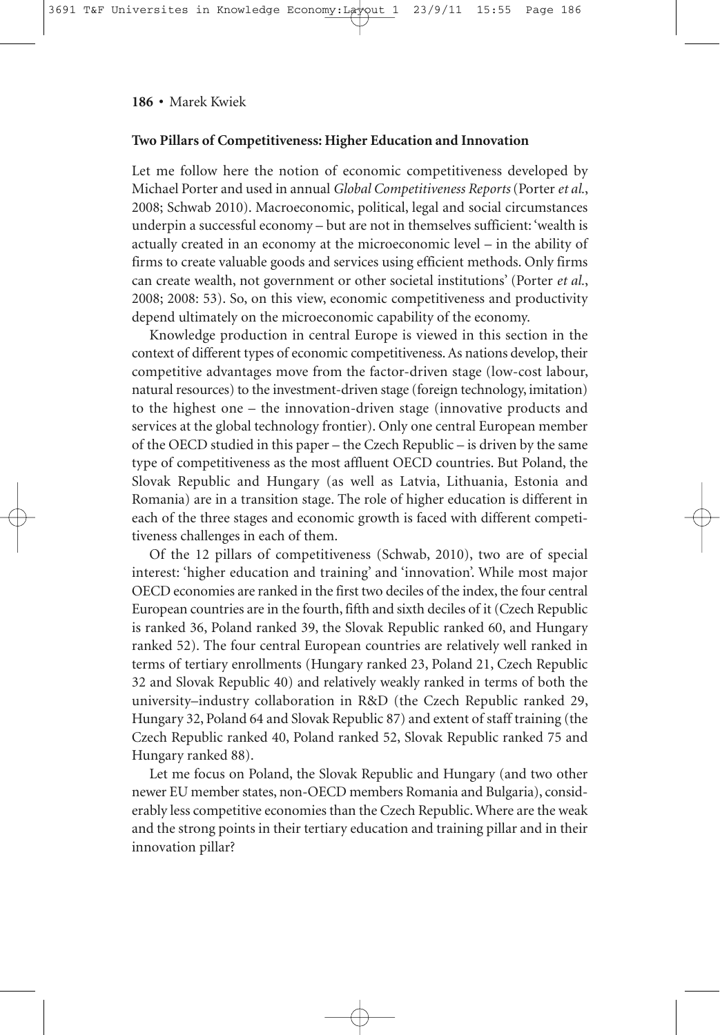## Two Pillars of Competitiveness: Higher Education and Innovation

Let me follow here the notion of economic competitiveness developed by Michael Porter and used in annual *Global Competitiveness Reports* (Porter *et al.*, 2008; Schwab 2010). Macroeconomic, political, legal and social circumstances underpin a successful economy – but are not in themselves sufficient: 'wealth is actually created in an economy at the microeconomic level – in the ability of firms to create valuable goods and services using efficient methods. Only firms can create wealth, not government or other societal institutions' (Porter *et al.*, 2008; 2008: 53). So, on this view, economic competitiveness and productivity depend ultimately on the microeconomic capability of the economy.

Knowledge production in central Europe is viewed in this section in the context of different types of economic competitiveness. As nations develop, their competitive advantages move from the factor-driven stage (low-cost labour, natural resources) to the investment-driven stage (foreign technology, imitation) to the highest one – the innovation-driven stage (innovative products and services at the global technology frontier). Only one central European member of the OECD studied in this paper – the Czech Republic – is driven by the same type of competitiveness as the most affluent OECD countries. But Poland, the Slovak Republic and Hungary (as well as Latvia, Lithuania, Estonia and Romania) are in a transition stage. The role of higher education is different in each of the three stages and economic growth is faced with different competitiveness challenges in each of them.

Of the 12 pillars of competitiveness (Schwab, 2010), two are of special interest: 'higher education and training' and 'innovation'. While most major OECD economies are ranked in the first two deciles of the index, the four central European countries are in the fourth, fifth and sixth deciles of it (Czech Republic is ranked 36, Poland ranked 39, the Slovak Republic ranked 60, and Hungary ranked 52). The four central European countries are relatively well ranked in terms of tertiary enrollments (Hungary ranked 23, Poland 21, Czech Republic 32 and Slovak Republic 40) and relatively weakly ranked in terms of both the university–industry collaboration in R&D (the Czech Republic ranked 29, Hungary 32, Poland 64 and Slovak Republic 87) and extent of staff training (the Czech Republic ranked 40, Poland ranked 52, Slovak Republic ranked 75 and Hungary ranked 88).

Let me focus on Poland, the Slovak Republic and Hungary (and two other newer EU member states, non-OECD members Romania and Bulgaria), considerably less competitive economies than the Czech Republic. Where are the weak and the strong points in their tertiary education and training pillar and in their innovation pillar?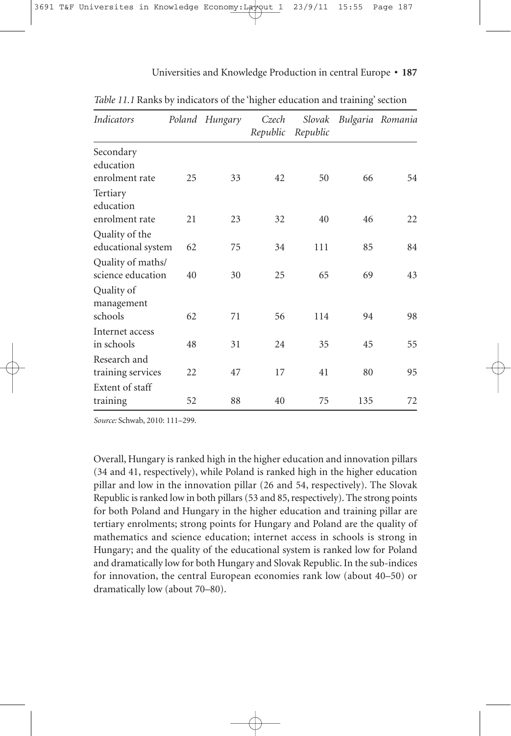*Table 11.1* Ranks by indicators of the 'higher education and training' section

| *Indicators* | *Poland* | *Hungary* | *Czech Republic* | *Slovak Republic* | *Bulgaria* | *Romania* |
|---|---|---|---|---|---|---|
| Secondary education enrolment rate | 25 | 33 | 42 | 50 | 66 | 54 |
| Tertiary education enrolment rate | 21 | 23 | 32 | 40 | 46 | 22 |
| Quality of the educational system | 62 | 75 | 34 | 111 | 85 | 84 |
| Quality of maths/ science education | 40 | 30 | 25 | 65 | 69 | 43 |
| Quality of management schools | 62 | 71 | 56 | 114 | 94 | 98 |
| Internet access in schools | 48 | 31 | 24 | 35 | 45 | 55 |
| Research and training services | 22 | 47 | 17 | 41 | 80 | 95 |
| Extent of staff training | 52 | 88 | 40 | 75 | 135 | 72 |

*Source:* Schwab, 2010: 111–299.

Overall, Hungary is ranked high in the higher education and innovation pillars (34 and 41, respectively), while Poland is ranked high in the higher education pillar and low in the innovation pillar (26 and 54, respectively). The Slovak Republic is ranked low in both pillars (53 and 85, respectively). The strong points for both Poland and Hungary in the higher education and training pillar are tertiary enrolments; strong points for Hungary and Poland are the quality of mathematics and science education; internet access in schools is strong in Hungary; and the quality of the educational system is ranked low for Poland and dramatically low for both Hungary and Slovak Republic. In the sub-indices for innovation, the central European economies rank low (about 40–50) or dramatically low (about 70–80).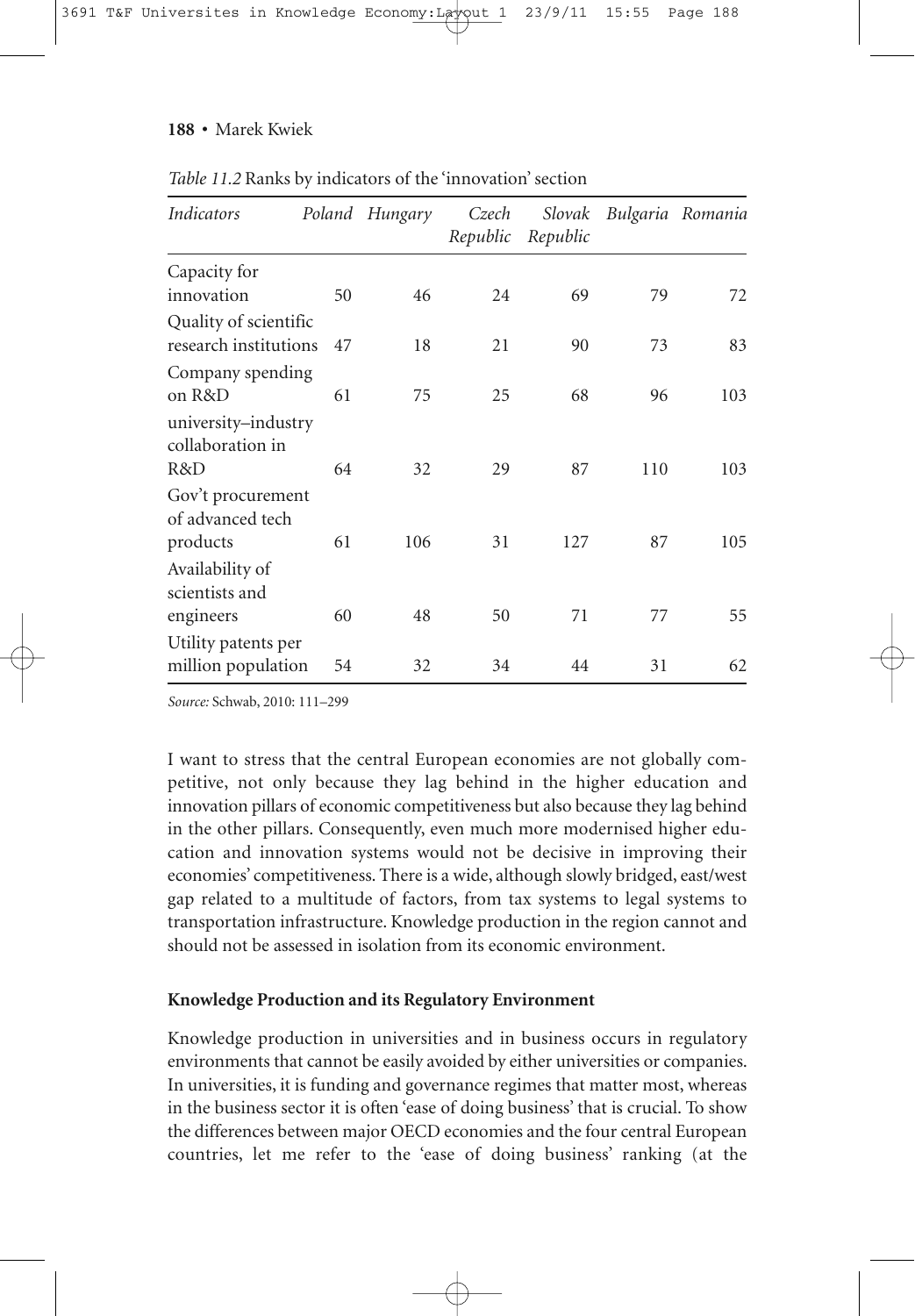*Table 11.2* Ranks by indicators of the 'innovation' section

| *Indicators* | *Poland* | *Hungary* | *Czech Republic* | *Slovak Republic* | *Bulgaria* | *Romania* |
|---|---|---|---|---|---|---|
| Capacity for innovation | 50 | 46 | 24 | 69 | 79 | 72 |
| Quality of scientific research institutions | 47 | 18 | 21 | 90 | 73 | 83 |
| Company spending on R&D | 61 | 75 | 25 | 68 | 96 | 103 |
| university–industry collaboration in R&D | 64 | 32 | 29 | 87 | 110 | 103 |
| Gov't procurement of advanced tech products | 61 | 106 | 31 | 127 | 87 | 105 |
| Availability of scientists and engineers | 60 | 48 | 50 | 71 | 77 | 55 |
| Utility patents per million population | 54 | 32 | 34 | 44 | 31 | 62 |

*Source:* Schwab, 2010: 111–299

I want to stress that the central European economies are not globally competitive, not only because they lag behind in the higher education and innovation pillars of economic competitiveness but also because they lag behind in the other pillars. Consequently, even much more modernised higher education and innovation systems would not be decisive in improving their economies' competitiveness. There is a wide, although slowly bridged, east/west gap related to a multitude of factors, from tax systems to legal systems to transportation infrastructure. Knowledge production in the region cannot and should not be assessed in isolation from its economic environment.

**Knowledge Production and its Regulatory Environment**

Knowledge production in universities and in business occurs in regulatory environments that cannot be easily avoided by either universities or companies. In universities, it is funding and governance regimes that matter most, whereas in the business sector it is often 'ease of doing business' that is crucial. To show the differences between major OECD economies and the four central European countries, let me refer to the 'ease of doing business' ranking (at the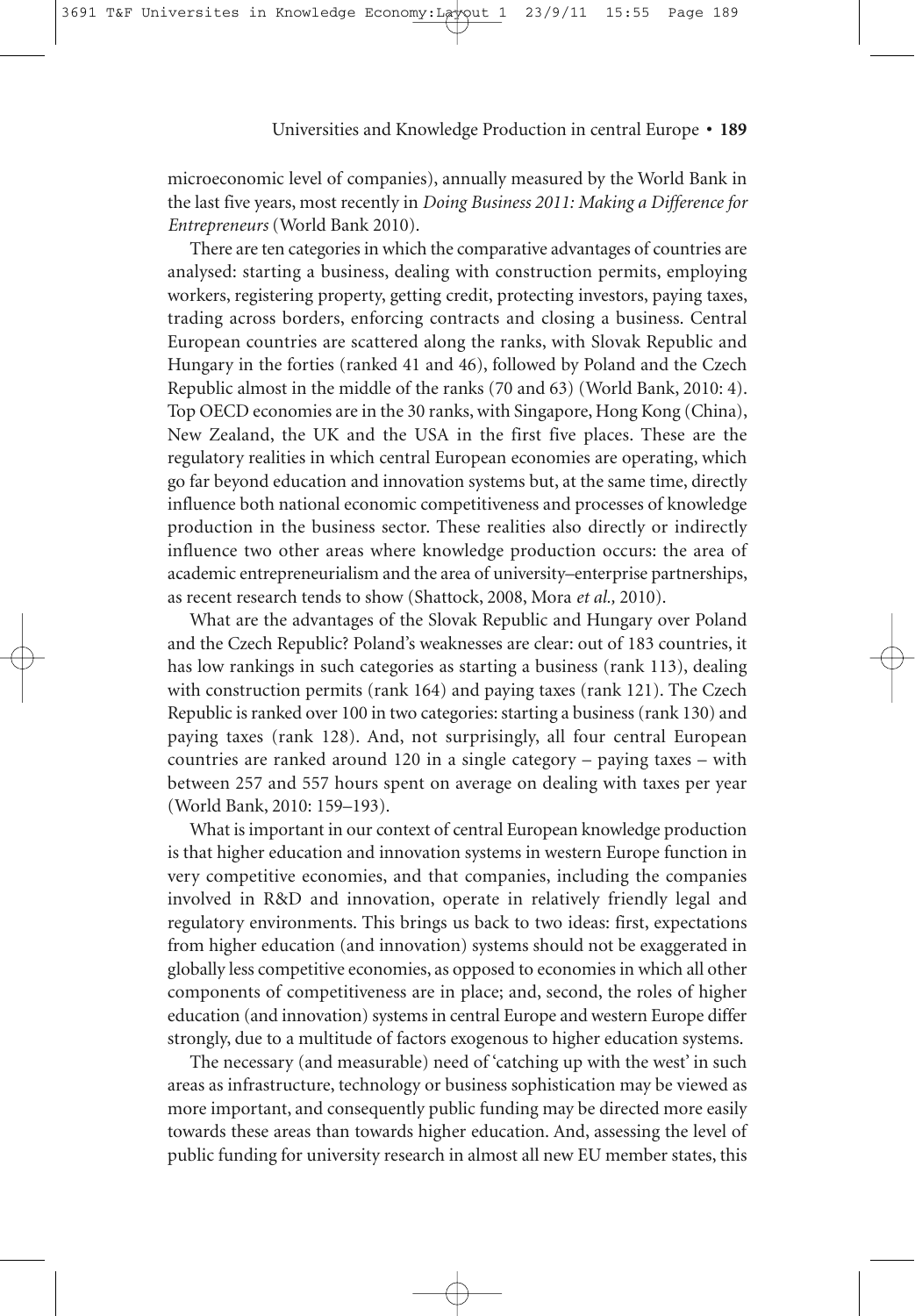microeconomic level of companies), annually measured by the World Bank in the last five years, most recently in *Doing Business 2011: Making a Difference for Entrepreneurs* (World Bank 2010).

There are ten categories in which the comparative advantages of countries are analysed: starting a business, dealing with construction permits, employing workers, registering property, getting credit, protecting investors, paying taxes, trading across borders, enforcing contracts and closing a business. Central European countries are scattered along the ranks, with Slovak Republic and Hungary in the forties (ranked 41 and 46), followed by Poland and the Czech Republic almost in the middle of the ranks (70 and 63) (World Bank, 2010: 4). Top OECD economies are in the 30 ranks, with Singapore, Hong Kong (China), New Zealand, the UK and the USA in the first five places. These are the regulatory realities in which central European economies are operating, which go far beyond education and innovation systems but, at the same time, directly influence both national economic competitiveness and processes of knowledge production in the business sector. These realities also directly or indirectly influence two other areas where knowledge production occurs: the area of academic entrepreneurialism and the area of university–enterprise partnerships, as recent research tends to show (Shattock, 2008, Mora *et al.,* 2010).

What are the advantages of the Slovak Republic and Hungary over Poland and the Czech Republic? Poland's weaknesses are clear: out of 183 countries, it has low rankings in such categories as starting a business (rank 113), dealing with construction permits (rank 164) and paying taxes (rank 121). The Czech Republic is ranked over 100 in two categories: starting a business (rank 130) and paying taxes (rank 128). And, not surprisingly, all four central European countries are ranked around 120 in a single category – paying taxes – with between 257 and 557 hours spent on average on dealing with taxes per year (World Bank, 2010: 159–193).

What is important in our context of central European knowledge production is that higher education and innovation systems in western Europe function in very competitive economies, and that companies, including the companies involved in R&D and innovation, operate in relatively friendly legal and regulatory environments. This brings us back to two ideas: first, expectations from higher education (and innovation) systems should not be exaggerated in globally less competitive economies, as opposed to economies in which all other components of competitiveness are in place; and, second, the roles of higher education (and innovation) systems in central Europe and western Europe differ strongly, due to a multitude of factors exogenous to higher education systems.

The necessary (and measurable) need of 'catching up with the west' in such areas as infrastructure, technology or business sophistication may be viewed as more important, and consequently public funding may be directed more easily towards these areas than towards higher education. And, assessing the level of public funding for university research in almost all new EU member states, this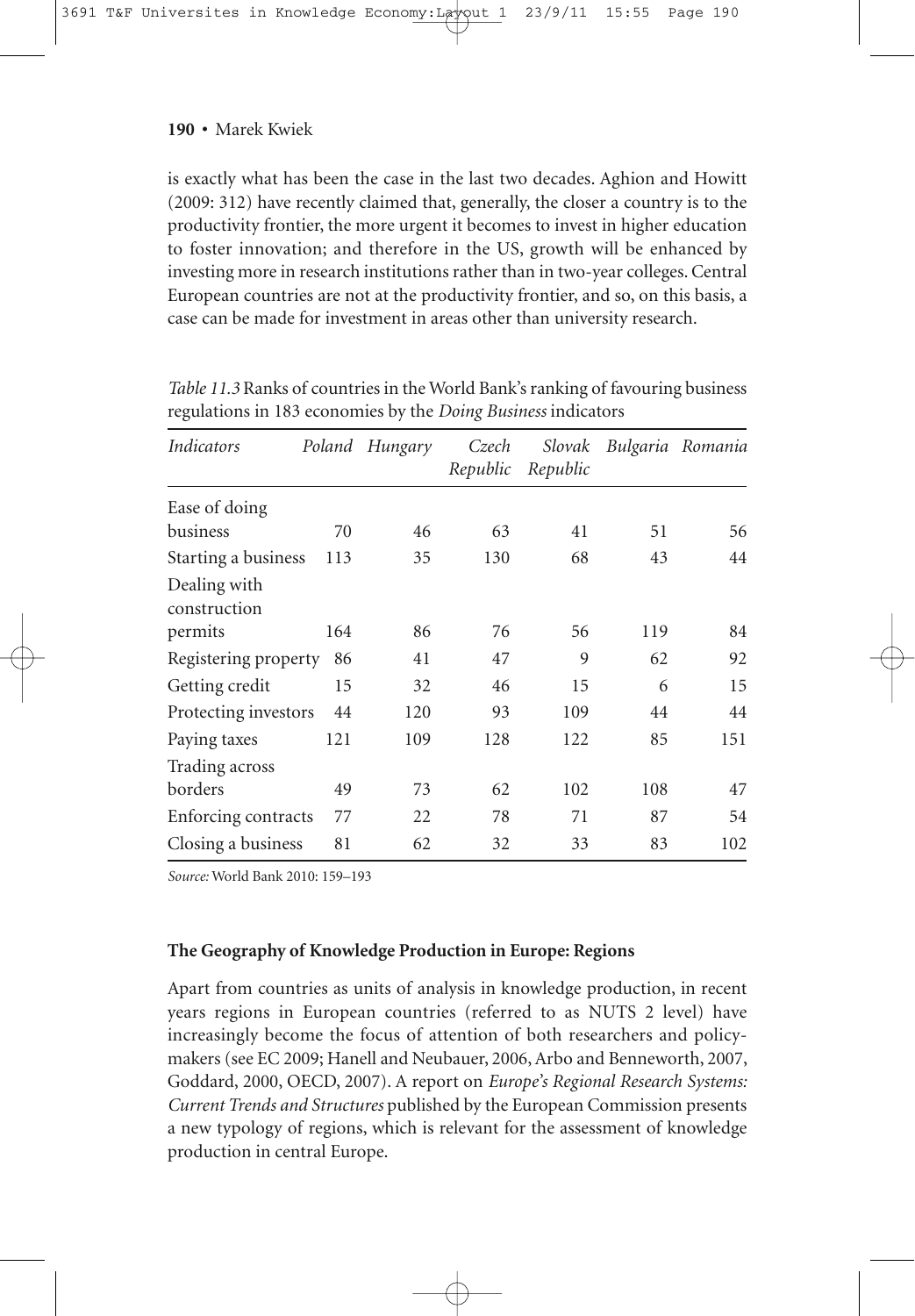is exactly what has been the case in the last two decades. Aghion and Howitt (2009: 312) have recently claimed that, generally, the closer a country is to the productivity frontier, the more urgent it becomes to invest in higher education to foster innovation; and therefore in the US, growth will be enhanced by investing more in research institutions rather than in two-year colleges. Central European countries are not at the productivity frontier, and so, on this basis, a case can be made for investment in areas other than university research.

*Table 11.3* Ranks of countries in the World Bank's ranking of favouring business regulations in 183 economies by the *Doing Business* indicators

| *Indicators* | *Poland* | *Hungary* | *Czech Republic* | *Slovak Republic* | *Bulgaria* | *Romania* |
|---|---|---|---|---|---|---|
| Ease of doing business | 70 | 46 | 63 | 41 | 51 | 56 |
| Starting a business | 113 | 35 | 130 | 68 | 43 | 44 |
| Dealing with construction permits | 164 | 86 | 76 | 56 | 119 | 84 |
| Registering property | 86 | 41 | 47 | 9 | 62 | 92 |
| Getting credit | 15 | 32 | 46 | 15 | 6 | 15 |
| Protecting investors | 44 | 120 | 93 | 109 | 44 | 44 |
| Paying taxes | 121 | 109 | 128 | 122 | 85 | 151 |
| Trading across borders | 49 | 73 | 62 | 102 | 108 | 47 |
| Enforcing contracts | 77 | 22 | 78 | 71 | 87 | 54 |
| Closing a business | 81 | 62 | 32 | 33 | 83 | 102 |

*Source:* World Bank 2010: 159–193

## The Geography of Knowledge Production in Europe: Regions

Apart from countries as units of analysis in knowledge production, in recent years regions in European countries (referred to as NUTS 2 level) have increasingly become the focus of attention of both researchers and policy-makers (see EC 2009; Hanell and Neubauer, 2006, Arbo and Benneworth, 2007, Goddard, 2000, OECD, 2007). A report on *Europe's Regional Research Systems: Current Trends and Structures* published by the European Commission presents a new typology of regions, which is relevant for the assessment of knowledge production in central Europe.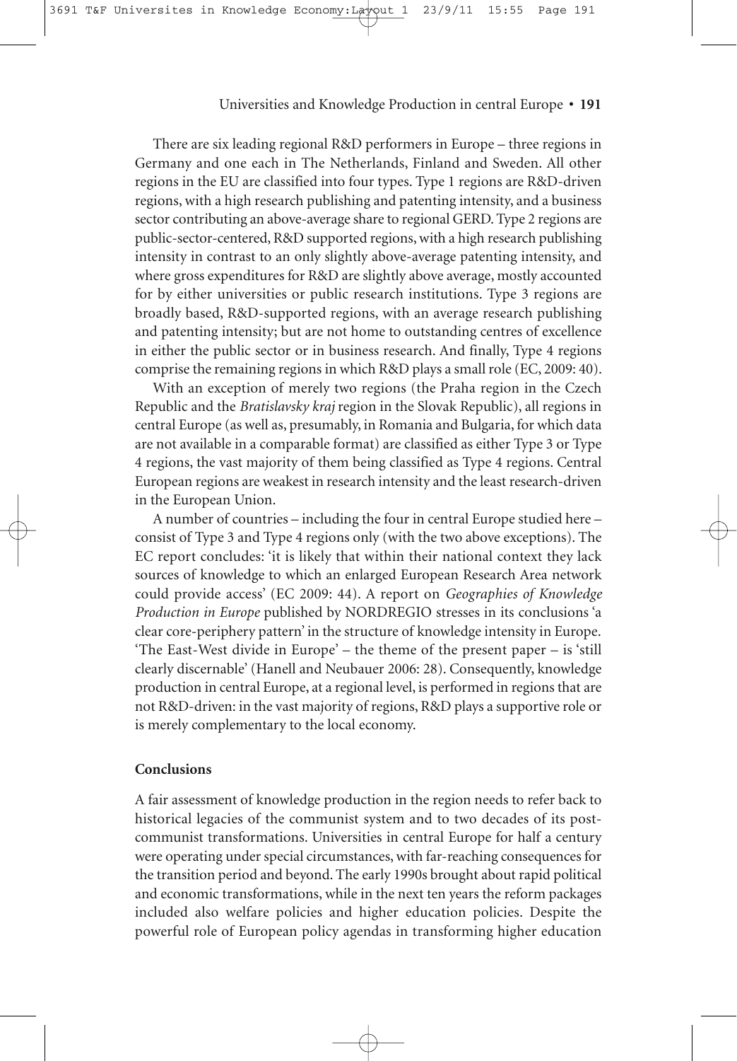There are six leading regional R&D performers in Europe – three regions in Germany and one each in The Netherlands, Finland and Sweden. All other regions in the EU are classified into four types. Type 1 regions are R&D-driven regions, with a high research publishing and patenting intensity, and a business sector contributing an above-average share to regional GERD. Type 2 regions are public-sector-centered, R&D supported regions, with a high research publishing intensity in contrast to an only slightly above-average patenting intensity, and where gross expenditures for R&D are slightly above average, mostly accounted for by either universities or public research institutions. Type 3 regions are broadly based, R&D-supported regions, with an average research publishing and patenting intensity; but are not home to outstanding centres of excellence in either the public sector or in business research. And finally, Type 4 regions comprise the remaining regions in which R&D plays a small role (EC, 2009: 40).

With an exception of merely two regions (the Praha region in the Czech Republic and the *Bratislavsky kraj* region in the Slovak Republic), all regions in central Europe (as well as, presumably, in Romania and Bulgaria, for which data are not available in a comparable format) are classified as either Type 3 or Type 4 regions, the vast majority of them being classified as Type 4 regions. Central European regions are weakest in research intensity and the least research-driven in the European Union.

A number of countries – including the four in central Europe studied here – consist of Type 3 and Type 4 regions only (with the two above exceptions). The EC report concludes: 'it is likely that within their national context they lack sources of knowledge to which an enlarged European Research Area network could provide access' (EC 2009: 44). A report on *Geographies of Knowledge Production in Europe* published by NORDREGIO stresses in its conclusions 'a clear core-periphery pattern' in the structure of knowledge intensity in Europe. 'The East-West divide in Europe' – the theme of the present paper – is 'still clearly discernable' (Hanell and Neubauer 2006: 28). Consequently, knowledge production in central Europe, at a regional level, is performed in regions that are not R&D-driven: in the vast majority of regions, R&D plays a supportive role or is merely complementary to the local economy.

## Conclusions

A fair assessment of knowledge production in the region needs to refer back to historical legacies of the communist system and to two decades of its post-communist transformations. Universities in central Europe for half a century were operating under special circumstances, with far-reaching consequences for the transition period and beyond. The early 1990s brought about rapid political and economic transformations, while in the next ten years the reform packages included also welfare policies and higher education policies. Despite the powerful role of European policy agendas in transforming higher education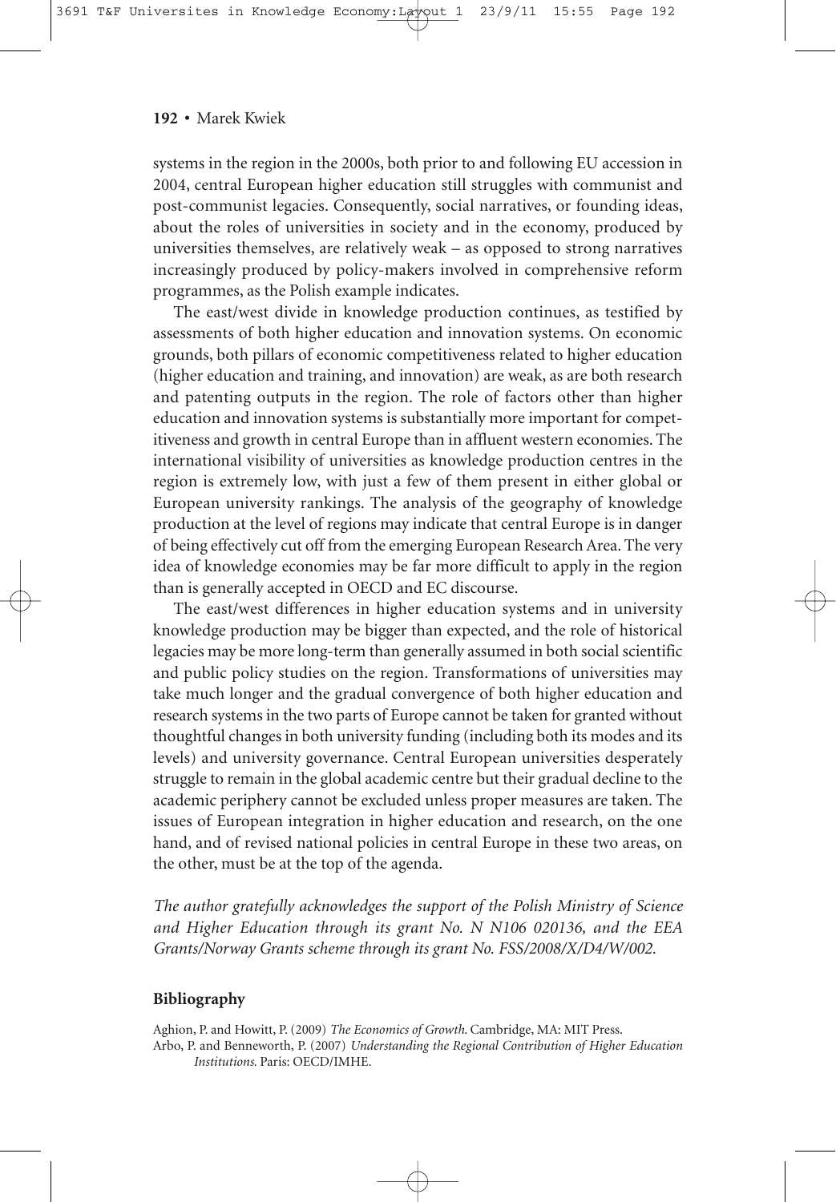systems in the region in the 2000s, both prior to and following EU accession in 2004, central European higher education still struggles with communist and post-communist legacies. Consequently, social narratives, or founding ideas, about the roles of universities in society and in the economy, produced by universities themselves, are relatively weak – as opposed to strong narratives increasingly produced by policy-makers involved in comprehensive reform programmes, as the Polish example indicates.

The east/west divide in knowledge production continues, as testified by assessments of both higher education and innovation systems. On economic grounds, both pillars of economic competitiveness related to higher education (higher education and training, and innovation) are weak, as are both research and patenting outputs in the region. The role of factors other than higher education and innovation systems is substantially more important for competitiveness and growth in central Europe than in affluent western economies. The international visibility of universities as knowledge production centres in the region is extremely low, with just a few of them present in either global or European university rankings. The analysis of the geography of knowledge production at the level of regions may indicate that central Europe is in danger of being effectively cut off from the emerging European Research Area. The very idea of knowledge economies may be far more difficult to apply in the region than is generally accepted in OECD and EC discourse.

The east/west differences in higher education systems and in university knowledge production may be bigger than expected, and the role of historical legacies may be more long-term than generally assumed in both social scientific and public policy studies on the region. Transformations of universities may take much longer and the gradual convergence of both higher education and research systems in the two parts of Europe cannot be taken for granted without thoughtful changes in both university funding (including both its modes and its levels) and university governance. Central European universities desperately struggle to remain in the global academic centre but their gradual decline to the academic periphery cannot be excluded unless proper measures are taken. The issues of European integration in higher education and research, on the one hand, and of revised national policies in central Europe in these two areas, on the other, must be at the top of the agenda.

*The author gratefully acknowledges the support of the Polish Ministry of Science and Higher Education through its grant No. N N106 020136, and the EEA Grants/Norway Grants scheme through its grant No. FSS/2008/X/D4/W/002.*

## Bibliography

Aghion, P. and Howitt, P. (2009) *The Economics of Growth*. Cambridge, MA: MIT Press.

Arbo, P. and Benneworth, P. (2007) *Understanding the Regional Contribution of Higher Education Institutions*. Paris: OECD/IMHE.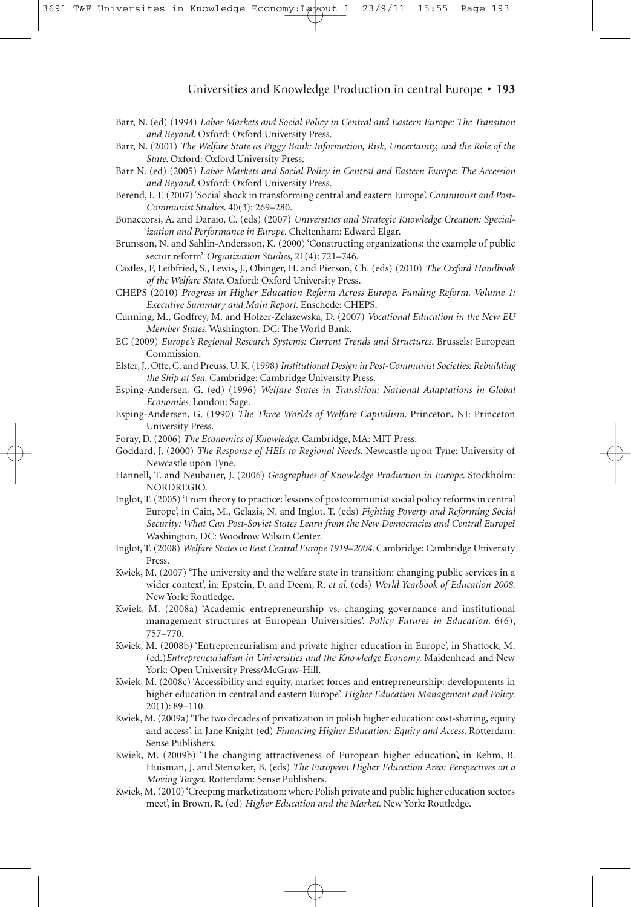Barr, N. (ed) (1994) *Labor Markets and Social Policy in Central and Eastern Europe: The Transition and Beyond*. Oxford: Oxford University Press.

Barr, N. (2001) *The Welfare State as Piggy Bank: Information, Risk, Uncertainty, and the Role of the State*. Oxford: Oxford University Press.

Barr N. (ed) (2005) *Labor Markets and Social Policy in Central and Eastern Europe: The Accession and Beyond*. Oxford: Oxford University Press.

Berend, I. T. (2007) 'Social shock in transforming central and eastern Europe'. *Communist and Post-Communist Studies*. 40(3): 269–280.

Bonaccorsi, A. and Daraio, C. (eds) (2007) *Universities and Strategic Knowledge Creation: Specialization and Performance in Europe*. Cheltenham: Edward Elgar.

Brunsson, N. and Sahlin-Andersson, K. (2000) 'Constructing organizations: the example of public sector reform'. *Organization Studies*, 21(4): 721–746.

Castles, F, Leibfried, S., Lewis, J., Obinger, H. and Pierson, Ch. (eds) (2010) *The Oxford Handbook of the Welfare State*. Oxford: Oxford University Press.

CHEPS (2010) *Progress in Higher Education Reform Across Europe. Funding Reform. Volume 1: Executive Summary and Main Report*. Enschede: CHEPS.

Cunning, M., Godfrey, M. and Holzer-Zelazewska, D. (2007) *Vocational Education in the New EU Member States*. Washington, DC: The World Bank.

EC (2009) *Europe's Regional Research Systems: Current Trends and Structures*. Brussels: European Commission.

Elster, J., Offe, C. and Preuss, U. K. (1998) *Institutional Design in Post-Communist Societies: Rebuilding the Ship at Sea*. Cambridge: Cambridge University Press.

Esping-Andersen, G. (ed) (1996) *Welfare States in Transition: National Adaptations in Global Economies*. London: Sage.

Esping-Andersen, G. (1990) *The Three Worlds of Welfare Capitalism*. Princeton, NJ: Princeton University Press.

Foray, D. (2006) *The Economics of Knowledge*. Cambridge, MA: MIT Press.

Goddard, J. (2000) *The Response of HEIs to Regional Needs*. Newcastle upon Tyne: University of Newcastle upon Tyne.

Hannell, T. and Neubauer, J. (2006) *Geographies of Knowledge Production in Europe*. Stockholm: NORDREGIO.

Inglot, T. (2005) 'From theory to practice: lessons of postcommunist social policy reforms in central Europe', in Cain, M., Gelazis, N. and Inglot, T. (eds) *Fighting Poverty and Reforming Social Security: What Can Post-Soviet States Learn from the New Democracies and Central Europe?* Washington, DC: Woodrow Wilson Center.

Inglot, T. (2008) *Welfare States in East Central Europe 1919–2004*. Cambridge: Cambridge University Press.

Kwiek, M. (2007) 'The university and the welfare state in transition: changing public services in a wider context', in: Epstein, D. and Deem, R. *et al.* (eds) *World Yearbook of Education 2008*. New York: Routledge.

Kwiek, M. (2008a) 'Academic entrepreneurship vs. changing governance and institutional management structures at European Universities'. *Policy Futures in Education*. 6(6), 757–770.

Kwiek, M. (2008b) 'Entrepreneurialism and private higher education in Europe', in Shattock, M. (ed.)*Entrepreneurialism in Universities and the Knowledge Economy*. Maidenhead and New York: Open University Press/McGraw-Hill.

Kwiek, M. (2008c) 'Accessibility and equity, market forces and entrepreneurship: developments in higher education in central and eastern Europe'. *Higher Education Management and Policy*. 20(1): 89–110.

Kwiek, M. (2009a) 'The two decades of privatization in polish higher education: cost-sharing, equity and access', in Jane Knight (ed) *Financing Higher Education: Equity and Access*. Rotterdam: Sense Publishers.

Kwiek, M. (2009b) 'The changing attractiveness of European higher education', in Kehm, B. Huisman, J. and Stensaker, B. (eds) *The European Higher Education Area: Perspectives on a Moving Target*. Rotterdam: Sense Publishers.

Kwiek, M. (2010) 'Creeping marketization: where Polish private and public higher education sectors meet', in Brown, R. (ed) *Higher Education and the Market*. New York: Routledge.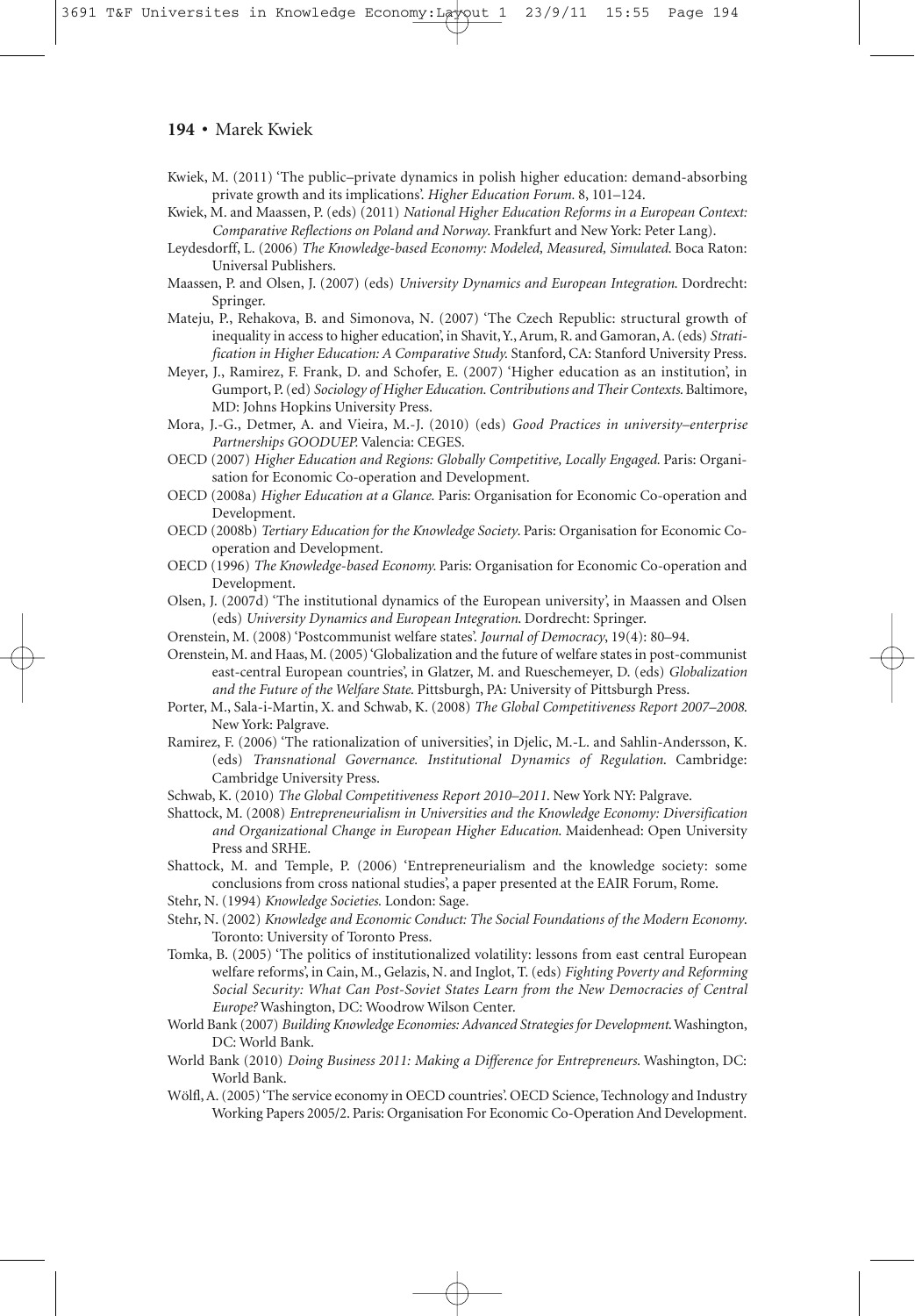Kwiek, M. (2011) 'The public–private dynamics in polish higher education: demand-absorbing private growth and its implications'. *Higher Education Forum.* 8, 101–124.

Kwiek, M. and Maassen, P. (eds) (2011) *National Higher Education Reforms in a European Context: Comparative Reflections on Poland and Norway*. Frankfurt and New York: Peter Lang).

Leydesdorff, L. (2006) *The Knowledge-based Economy: Modeled, Measured, Simulated*. Boca Raton: Universal Publishers.

Maassen, P. and Olsen, J. (2007) (eds) *University Dynamics and European Integration*. Dordrecht: Springer.

Mateju, P., Rehakova, B. and Simonova, N. (2007) 'The Czech Republic: structural growth of inequality in access to higher education', in Shavit, Y., Arum, R. and Gamoran, A. (eds) *Stratification in Higher Education: A Comparative Study.* Stanford, CA: Stanford University Press.

Meyer, J., Ramirez, F. Frank, D. and Schofer, E. (2007) 'Higher education as an institution', in Gumport, P. (ed) *Sociology of Higher Education. Contributions and Their Contexts.* Baltimore, MD: Johns Hopkins University Press.

Mora, J.-G., Detmer, A. and Vieira, M.-J. (2010) (eds) *Good Practices in university–enterprise Partnerships GOODUEP.* Valencia: CEGES.

OECD (2007) *Higher Education and Regions: Globally Competitive, Locally Engaged.* Paris: Organisation for Economic Co-operation and Development.

OECD (2008a) *Higher Education at a Glance.* Paris: Organisation for Economic Co-operation and Development.

OECD (2008b) *Tertiary Education for the Knowledge Society*. Paris: Organisation for Economic Co-operation and Development.

OECD (1996) *The Knowledge-based Economy.* Paris: Organisation for Economic Co-operation and Development.

Olsen, J. (2007d) 'The institutional dynamics of the European university', in Maassen and Olsen (eds) *University Dynamics and European Integration.* Dordrecht: Springer.

Orenstein, M. (2008) 'Postcommunist welfare states'. *Journal of Democracy*, 19(4): 80–94.

Orenstein, M. and Haas, M. (2005) 'Globalization and the future of welfare states in post-communist east-central European countries', in Glatzer, M. and Rueschemeyer, D. (eds) *Globalization and the Future of the Welfare State.* Pittsburgh, PA: University of Pittsburgh Press.

Porter, M., Sala-i-Martin, X. and Schwab, K. (2008) *The Global Competitiveness Report 2007–2008.* New York: Palgrave.

Ramirez, F. (2006) 'The rationalization of universities', in Djelic, M.-L. and Sahlin-Andersson, K. (eds) *Transnational Governance. Institutional Dynamics of Regulation.* Cambridge: Cambridge University Press.

Schwab, K. (2010) *The Global Competitiveness Report 2010–2011.* New York NY: Palgrave.

Shattock, M. (2008) *Entrepreneurialism in Universities and the Knowledge Economy: Diversification and Organizational Change in European Higher Education.* Maidenhead: Open University Press and SRHE.

Shattock, M. and Temple, P. (2006) 'Entrepreneurialism and the knowledge society: some conclusions from cross national studies', a paper presented at the EAIR Forum, Rome.

Stehr, N. (1994) *Knowledge Societies.* London: Sage.

Stehr, N. (2002) *Knowledge and Economic Conduct: The Social Foundations of the Modern Economy.* Toronto: University of Toronto Press.

Tomka, B. (2005) 'The politics of institutionalized volatility: lessons from east central European welfare reforms', in Cain, M., Gelazis, N. and Inglot, T. (eds) *Fighting Poverty and Reforming Social Security: What Can Post-Soviet States Learn from the New Democracies of Central Europe?* Washington, DC: Woodrow Wilson Center.

World Bank (2007) *Building Knowledge Economies: Advanced Strategies for Development.* Washington, DC: World Bank.

World Bank (2010) *Doing Business 2011: Making a Difference for Entrepreneurs*. Washington, DC: World Bank.

Wölfl, A. (2005) 'The service economy in OECD countries'. OECD Science, Technology and Industry Working Papers 2005/2. Paris: Organisation For Economic Co-Operation And Development.